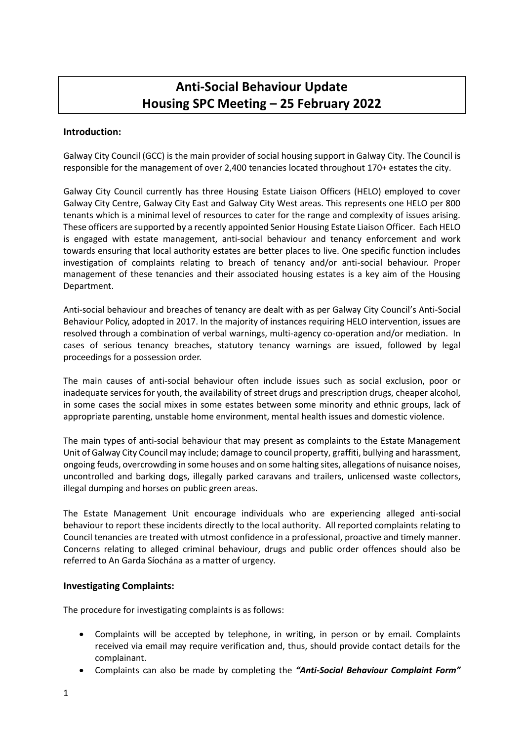# Anti-Social Behaviour Update
# Housing SPC Meeting – 25 February 2022

## Introduction:

Galway City Council (GCC) is the main provider of social housing support in Galway City. The Council is responsible for the management of over 2,400 tenancies located throughout 170+ estates the city.

Galway City Council currently has three Housing Estate Liaison Officers (HELO) employed to cover Galway City Centre, Galway City East and Galway City West areas. This represents one HELO per 800 tenants which is a minimal level of resources to cater for the range and complexity of issues arising. These officers are supported by a recently appointed Senior Housing Estate Liaison Officer. Each HELO is engaged with estate management, anti-social behaviour and tenancy enforcement and work towards ensuring that local authority estates are better places to live. One specific function includes investigation of complaints relating to breach of tenancy and/or anti-social behaviour. Proper management of these tenancies and their associated housing estates is a key aim of the Housing Department.

Anti-social behaviour and breaches of tenancy are dealt with as per Galway City Council's Anti-Social Behaviour Policy, adopted in 2017. In the majority of instances requiring HELO intervention, issues are resolved through a combination of verbal warnings, multi-agency co-operation and/or mediation. In cases of serious tenancy breaches, statutory tenancy warnings are issued, followed by legal proceedings for a possession order.

The main causes of anti-social behaviour often include issues such as social exclusion, poor or inadequate services for youth, the availability of street drugs and prescription drugs, cheaper alcohol, in some cases the social mixes in some estates between some minority and ethnic groups, lack of appropriate parenting, unstable home environment, mental health issues and domestic violence.

The main types of anti-social behaviour that may present as complaints to the Estate Management Unit of Galway City Council may include; damage to council property, graffiti, bullying and harassment, ongoing feuds, overcrowding in some houses and on some halting sites, allegations of nuisance noises, uncontrolled and barking dogs, illegally parked caravans and trailers, unlicensed waste collectors, illegal dumping and horses on public green areas.

The Estate Management Unit encourage individuals who are experiencing alleged anti-social behaviour to report these incidents directly to the local authority. All reported complaints relating to Council tenancies are treated with utmost confidence in a professional, proactive and timely manner. Concerns relating to alleged criminal behaviour, drugs and public order offences should also be referred to An Garda Síochána as a matter of urgency.

## Investigating Complaints:

The procedure for investigating complaints is as follows:

- Complaints will be accepted by telephone, in writing, in person or by email. Complaints received via email may require verification and, thus, should provide contact details for the complainant.
- Complaints can also be made by completing the ***"Anti-Social Behaviour Complaint Form"***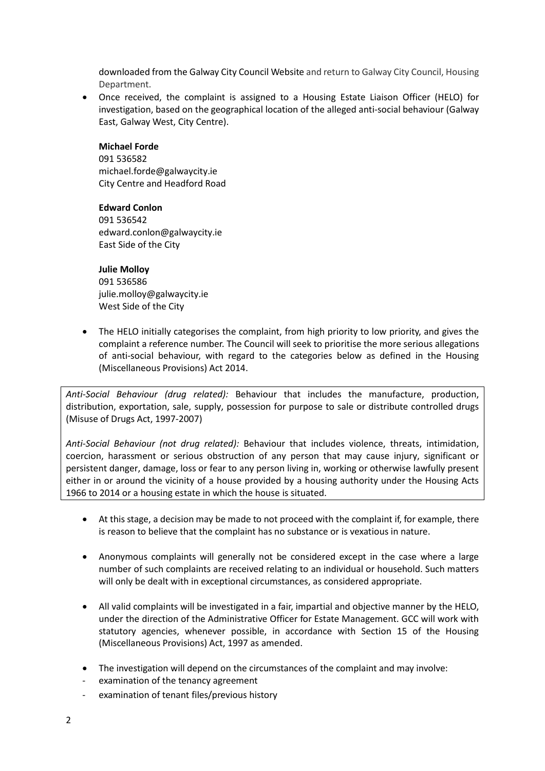downloaded from the Galway City Council Website and return to Galway City Council, Housing Department.

- Once received, the complaint is assigned to a Housing Estate Liaison Officer (HELO) for investigation, based on the geographical location of the alleged anti-social behaviour (Galway East, Galway West, City Centre).

  **Michael Forde**
  091 536582
  michael.forde@galwaycity.ie
  City Centre and Headford Road

  **Edward Conlon**
  091 536542
  edward.conlon@galwaycity.ie
  East Side of the City

  **Julie Molloy**
  091 536586
  julie.molloy@galwaycity.ie
  West Side of the City

- The HELO initially categorises the complaint, from high priority to low priority, and gives the complaint a reference number. The Council will seek to prioritise the more serious allegations of anti-social behaviour, with regard to the categories below as defined in the Housing (Miscellaneous Provisions) Act 2014.

*Anti-Social Behaviour (drug related):* Behaviour that includes the manufacture, production, distribution, exportation, sale, supply, possession for purpose to sale or distribute controlled drugs (Misuse of Drugs Act, 1997-2007)

*Anti-Social Behaviour (not drug related):* Behaviour that includes violence, threats, intimidation, coercion, harassment or serious obstruction of any person that may cause injury, significant or persistent danger, damage, loss or fear to any person living in, working or otherwise lawfully present either in or around the vicinity of a house provided by a housing authority under the Housing Acts 1966 to 2014 or a housing estate in which the house is situated.

- At this stage, a decision may be made to not proceed with the complaint if, for example, there is reason to believe that the complaint has no substance or is vexatious in nature.

- Anonymous complaints will generally not be considered except in the case where a large number of such complaints are received relating to an individual or household. Such matters will only be dealt with in exceptional circumstances, as considered appropriate.

- All valid complaints will be investigated in a fair, impartial and objective manner by the HELO, under the direction of the Administrative Officer for Estate Management. GCC will work with statutory agencies, whenever possible, in accordance with Section 15 of the Housing (Miscellaneous Provisions) Act, 1997 as amended.

- The investigation will depend on the circumstances of the complaint and may involve:
  - examination of the tenancy agreement
  - examination of tenant files/previous history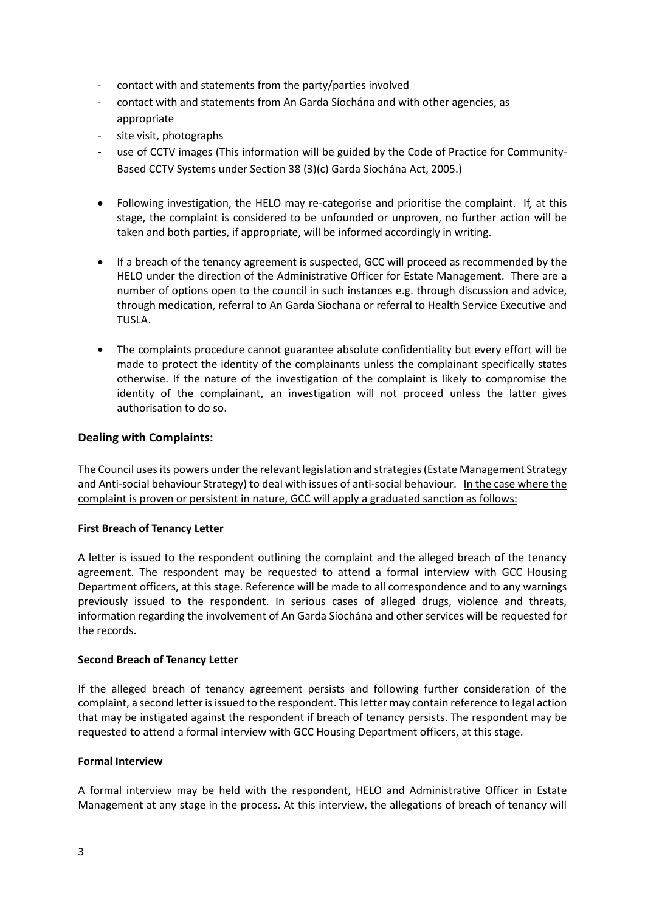- contact with and statements from the party/parties involved
- contact with and statements from An Garda Síochána and with other agencies, as appropriate
- site visit, photographs
- use of CCTV images (This information will be guided by the Code of Practice for Community-Based CCTV Systems under Section 38 (3)(c) Garda Síochána Act, 2005.)

- Following investigation, the HELO may re-categorise and prioritise the complaint. If, at this stage, the complaint is considered to be unfounded or unproven, no further action will be taken and both parties, if appropriate, will be informed accordingly in writing.
- If a breach of the tenancy agreement is suspected, GCC will proceed as recommended by the HELO under the direction of the Administrative Officer for Estate Management. There are a number of options open to the council in such instances e.g. through discussion and advice, through medication, referral to An Garda Siochana or referral to Health Service Executive and TUSLA.
- The complaints procedure cannot guarantee absolute confidentiality but every effort will be made to protect the identity of the complainants unless the complainant specifically states otherwise. If the nature of the investigation of the complaint is likely to compromise the identity of the complainant, an investigation will not proceed unless the latter gives authorisation to do so.

## Dealing with Complaints:

The Council uses its powers under the relevant legislation and strategies (Estate Management Strategy and Anti-social behaviour Strategy) to deal with issues of anti-social behaviour. In the case where the complaint is proven or persistent in nature, GCC will apply a graduated sanction as follows:

**First Breach of Tenancy Letter**

A letter is issued to the respondent outlining the complaint and the alleged breach of the tenancy agreement. The respondent may be requested to attend a formal interview with GCC Housing Department officers, at this stage. Reference will be made to all correspondence and to any warnings previously issued to the respondent. In serious cases of alleged drugs, violence and threats, information regarding the involvement of An Garda Síochána and other services will be requested for the records.

**Second Breach of Tenancy Letter**

If the alleged breach of tenancy agreement persists and following further consideration of the complaint, a second letter is issued to the respondent. This letter may contain reference to legal action that may be instigated against the respondent if breach of tenancy persists. The respondent may be requested to attend a formal interview with GCC Housing Department officers, at this stage.

**Formal Interview**

A formal interview may be held with the respondent, HELO and Administrative Officer in Estate Management at any stage in the process. At this interview, the allegations of breach of tenancy will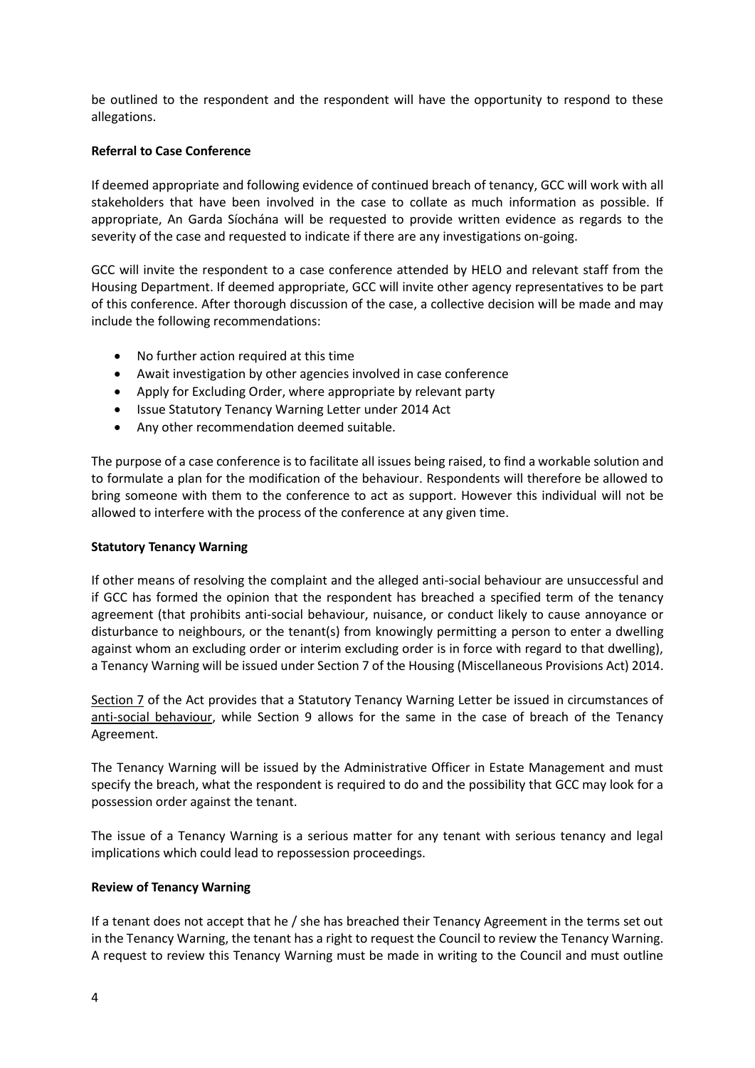be outlined to the respondent and the respondent will have the opportunity to respond to these allegations.

**Referral to Case Conference**

If deemed appropriate and following evidence of continued breach of tenancy, GCC will work with all stakeholders that have been involved in the case to collate as much information as possible. If appropriate, An Garda Síochána will be requested to provide written evidence as regards to the severity of the case and requested to indicate if there are any investigations on-going.

GCC will invite the respondent to a case conference attended by HELO and relevant staff from the Housing Department. If deemed appropriate, GCC will invite other agency representatives to be part of this conference. After thorough discussion of the case, a collective decision will be made and may include the following recommendations:

- No further action required at this time
- Await investigation by other agencies involved in case conference
- Apply for Excluding Order, where appropriate by relevant party
- Issue Statutory Tenancy Warning Letter under 2014 Act
- Any other recommendation deemed suitable.

The purpose of a case conference is to facilitate all issues being raised, to find a workable solution and to formulate a plan for the modification of the behaviour. Respondents will therefore be allowed to bring someone with them to the conference to act as support. However this individual will not be allowed to interfere with the process of the conference at any given time.

**Statutory Tenancy Warning**

If other means of resolving the complaint and the alleged anti-social behaviour are unsuccessful and if GCC has formed the opinion that the respondent has breached a specified term of the tenancy agreement (that prohibits anti-social behaviour, nuisance, or conduct likely to cause annoyance or disturbance to neighbours, or the tenant(s) from knowingly permitting a person to enter a dwelling against whom an excluding order or interim excluding order is in force with regard to that dwelling), a Tenancy Warning will be issued under Section 7 of the Housing (Miscellaneous Provisions Act) 2014.

Section 7 of the Act provides that a Statutory Tenancy Warning Letter be issued in circumstances of anti-social behaviour, while Section 9 allows for the same in the case of breach of the Tenancy Agreement.

The Tenancy Warning will be issued by the Administrative Officer in Estate Management and must specify the breach, what the respondent is required to do and the possibility that GCC may look for a possession order against the tenant.

The issue of a Tenancy Warning is a serious matter for any tenant with serious tenancy and legal implications which could lead to repossession proceedings.

**Review of Tenancy Warning**

If a tenant does not accept that he / she has breached their Tenancy Agreement in the terms set out in the Tenancy Warning, the tenant has a right to request the Council to review the Tenancy Warning. A request to review this Tenancy Warning must be made in writing to the Council and must outline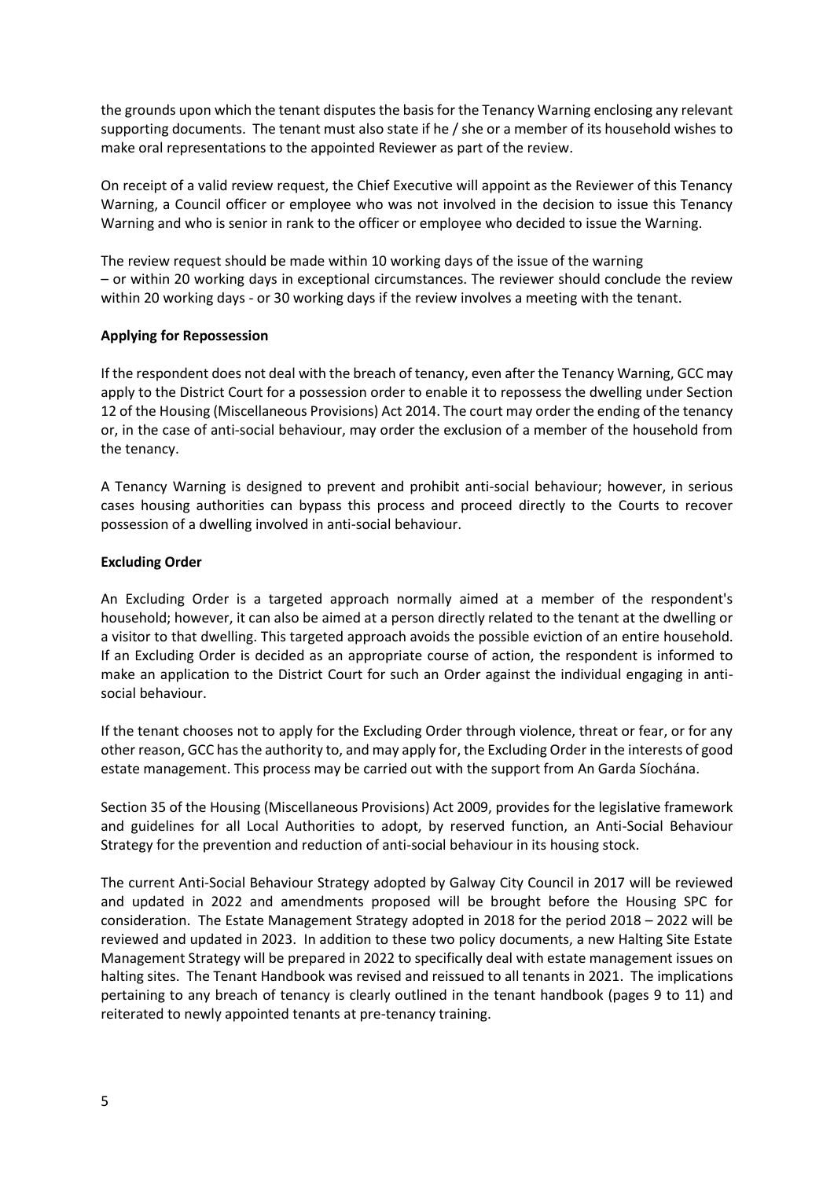the grounds upon which the tenant disputes the basis for the Tenancy Warning enclosing any relevant supporting documents. The tenant must also state if he / she or a member of its household wishes to make oral representations to the appointed Reviewer as part of the review.

On receipt of a valid review request, the Chief Executive will appoint as the Reviewer of this Tenancy Warning, a Council officer or employee who was not involved in the decision to issue this Tenancy Warning and who is senior in rank to the officer or employee who decided to issue the Warning.

The review request should be made within 10 working days of the issue of the warning – or within 20 working days in exceptional circumstances. The reviewer should conclude the review within 20 working days - or 30 working days if the review involves a meeting with the tenant.

**Applying for Repossession**

If the respondent does not deal with the breach of tenancy, even after the Tenancy Warning, GCC may apply to the District Court for a possession order to enable it to repossess the dwelling under Section 12 of the Housing (Miscellaneous Provisions) Act 2014. The court may order the ending of the tenancy or, in the case of anti-social behaviour, may order the exclusion of a member of the household from the tenancy.

A Tenancy Warning is designed to prevent and prohibit anti-social behaviour; however, in serious cases housing authorities can bypass this process and proceed directly to the Courts to recover possession of a dwelling involved in anti-social behaviour.

**Excluding Order**

An Excluding Order is a targeted approach normally aimed at a member of the respondent's household; however, it can also be aimed at a person directly related to the tenant at the dwelling or a visitor to that dwelling. This targeted approach avoids the possible eviction of an entire household. If an Excluding Order is decided as an appropriate course of action, the respondent is informed to make an application to the District Court for such an Order against the individual engaging in anti-social behaviour.

If the tenant chooses not to apply for the Excluding Order through violence, threat or fear, or for any other reason, GCC has the authority to, and may apply for, the Excluding Order in the interests of good estate management. This process may be carried out with the support from An Garda Síochána.

Section 35 of the Housing (Miscellaneous Provisions) Act 2009, provides for the legislative framework and guidelines for all Local Authorities to adopt, by reserved function, an Anti-Social Behaviour Strategy for the prevention and reduction of anti-social behaviour in its housing stock.

The current Anti-Social Behaviour Strategy adopted by Galway City Council in 2017 will be reviewed and updated in 2022 and amendments proposed will be brought before the Housing SPC for consideration. The Estate Management Strategy adopted in 2018 for the period 2018 – 2022 will be reviewed and updated in 2023. In addition to these two policy documents, a new Halting Site Estate Management Strategy will be prepared in 2022 to specifically deal with estate management issues on halting sites. The Tenant Handbook was revised and reissued to all tenants in 2021. The implications pertaining to any breach of tenancy is clearly outlined in the tenant handbook (pages 9 to 11) and reiterated to newly appointed tenants at pre-tenancy training.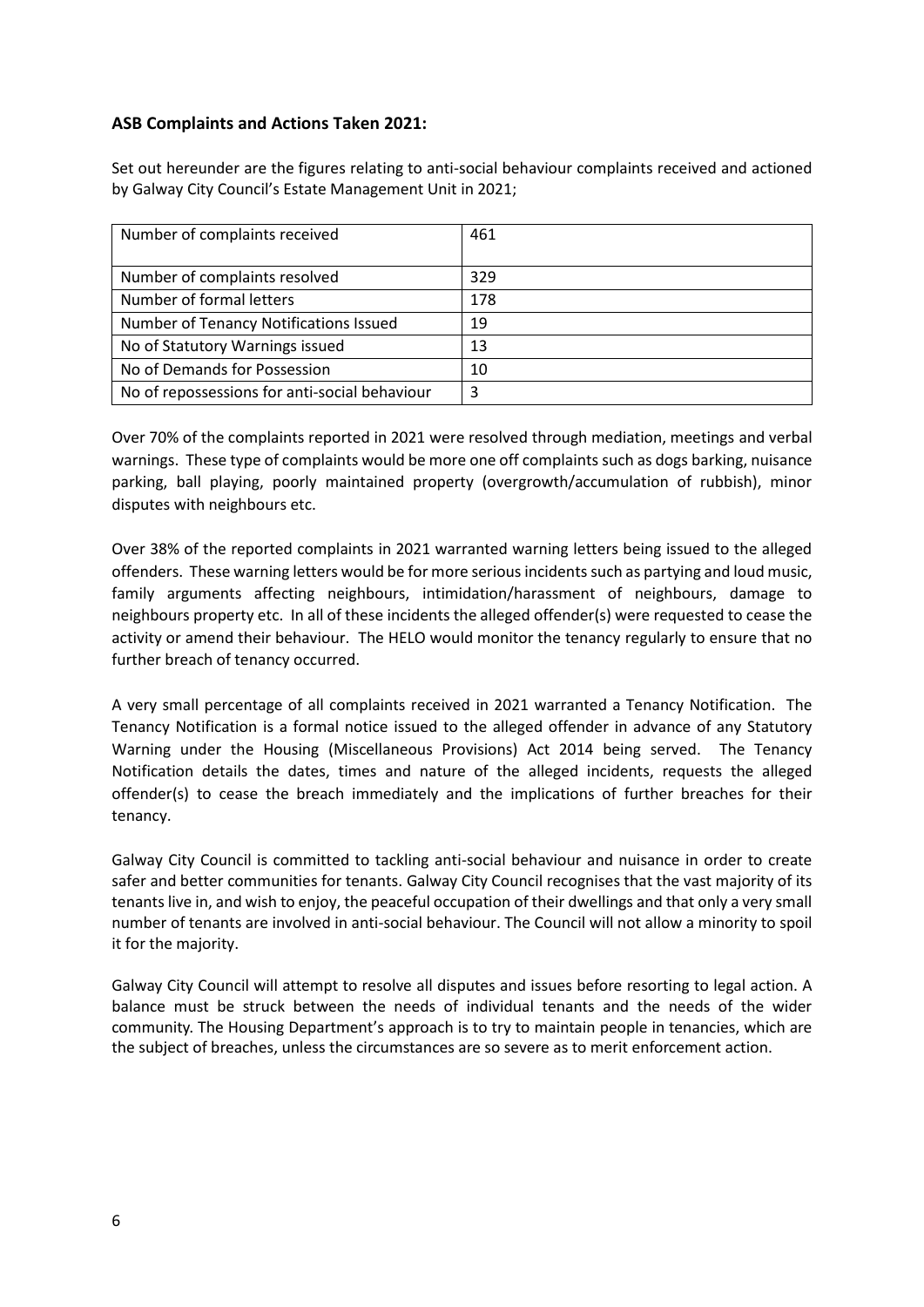**ASB Complaints and Actions Taken 2021:**

Set out hereunder are the figures relating to anti-social behaviour complaints received and actioned by Galway City Council's Estate Management Unit in 2021;

| | |
|---|---|
| Number of complaints received | 461 |
| Number of complaints resolved | 329 |
| Number of formal letters | 178 |
| Number of Tenancy Notifications Issued | 19 |
| No of Statutory Warnings issued | 13 |
| No of Demands for Possession | 10 |
| No of repossessions for anti-social behaviour | 3 |

Over 70% of the complaints reported in 2021 were resolved through mediation, meetings and verbal warnings. These type of complaints would be more one off complaints such as dogs barking, nuisance parking, ball playing, poorly maintained property (overgrowth/accumulation of rubbish), minor disputes with neighbours etc.

Over 38% of the reported complaints in 2021 warranted warning letters being issued to the alleged offenders. These warning letters would be for more serious incidents such as partying and loud music, family arguments affecting neighbours, intimidation/harassment of neighbours, damage to neighbours property etc. In all of these incidents the alleged offender(s) were requested to cease the activity or amend their behaviour. The HELO would monitor the tenancy regularly to ensure that no further breach of tenancy occurred.

A very small percentage of all complaints received in 2021 warranted a Tenancy Notification. The Tenancy Notification is a formal notice issued to the alleged offender in advance of any Statutory Warning under the Housing (Miscellaneous Provisions) Act 2014 being served. The Tenancy Notification details the dates, times and nature of the alleged incidents, requests the alleged offender(s) to cease the breach immediately and the implications of further breaches for their tenancy.

Galway City Council is committed to tackling anti-social behaviour and nuisance in order to create safer and better communities for tenants. Galway City Council recognises that the vast majority of its tenants live in, and wish to enjoy, the peaceful occupation of their dwellings and that only a very small number of tenants are involved in anti-social behaviour. The Council will not allow a minority to spoil it for the majority.

Galway City Council will attempt to resolve all disputes and issues before resorting to legal action. A balance must be struck between the needs of individual tenants and the needs of the wider community. The Housing Department's approach is to try to maintain people in tenancies, which are the subject of breaches, unless the circumstances are so severe as to merit enforcement action.